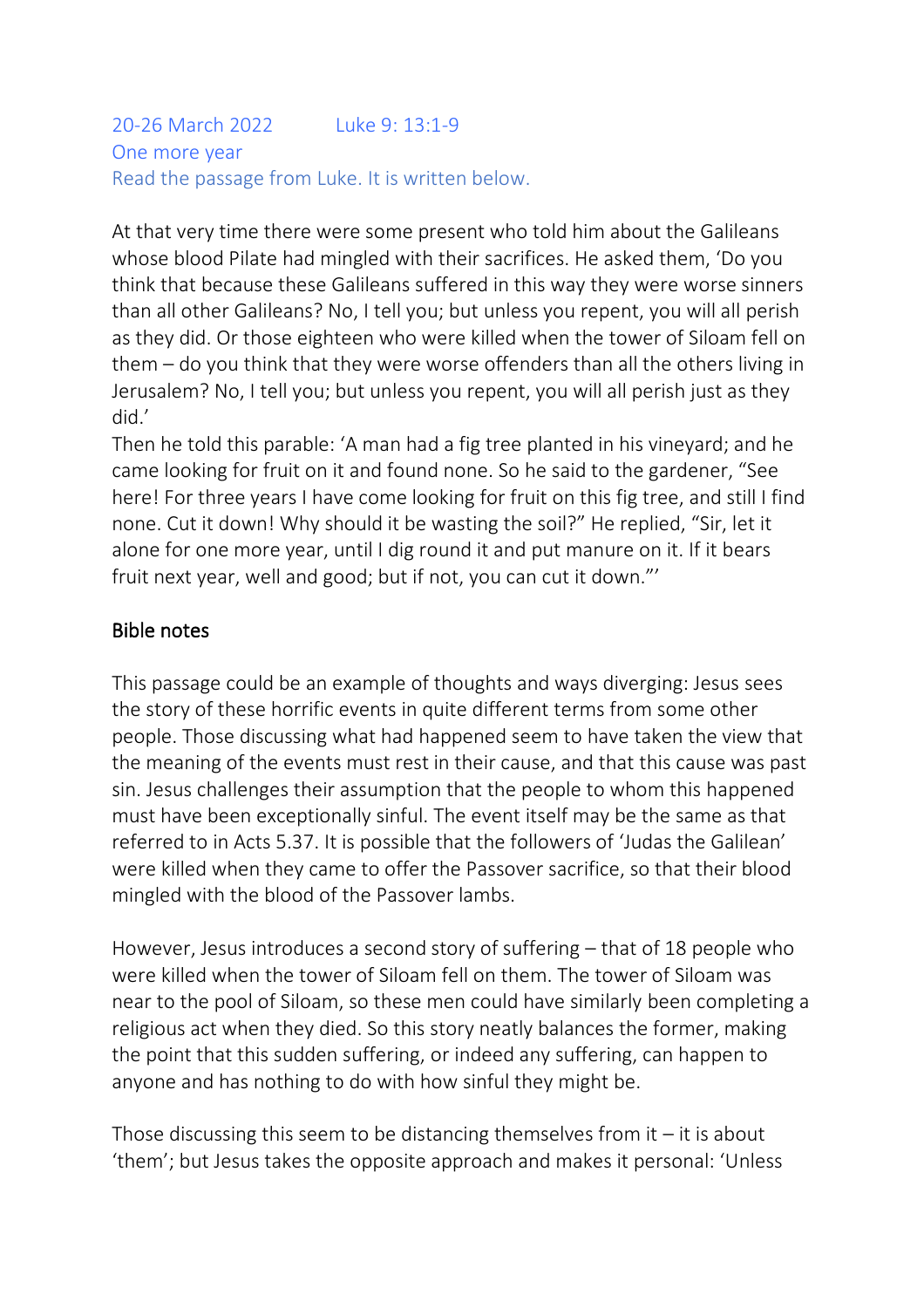20-26 March 2022 Luke 9: 13:1-9

One more year

Read the passage from Luke. It is written below.

At that very time there were some present who told him about the Galileans whose blood Pilate had mingled with their sacrifices. He asked them, 'Do you think that because these Galileans suffered in this way they were worse sinners than all other Galileans? No, I tell you; but unless you repent, you will all perish as they did. Or those eighteen who were killed when the tower of Siloam fell on them – do you think that they were worse offenders than all the others living in Jerusalem? No, I tell you; but unless you repent, you will all perish just as they did.'

Then he told this parable: 'A man had a fig tree planted in his vineyard; and he came looking for fruit on it and found none. So he said to the gardener, "See here! For three years I have come looking for fruit on this fig tree, and still I find none. Cut it down! Why should it be wasting the soil?" He replied, "Sir, let it alone for one more year, until I dig round it and put manure on it. If it bears fruit next year, well and good; but if not, you can cut it down."'

## Bible notes

This passage could be an example of thoughts and ways diverging: Jesus sees the story of these horrific events in quite different terms from some other people. Those discussing what had happened seem to have taken the view that the meaning of the events must rest in their cause, and that this cause was past sin. Jesus challenges their assumption that the people to whom this happened must have been exceptionally sinful. The event itself may be the same as that referred to in Acts 5.37. It is possible that the followers of 'Judas the Galilean' were killed when they came to offer the Passover sacrifice, so that their blood mingled with the blood of the Passover lambs.

However, Jesus introduces a second story of suffering – that of 18 people who were killed when the tower of Siloam fell on them. The tower of Siloam was near to the pool of Siloam, so these men could have similarly been completing a religious act when they died. So this story neatly balances the former, making the point that this sudden suffering, or indeed any suffering, can happen to anyone and has nothing to do with how sinful they might be.

Those discussing this seem to be distancing themselves from it – it is about 'them'; but Jesus takes the opposite approach and makes it personal: 'Unless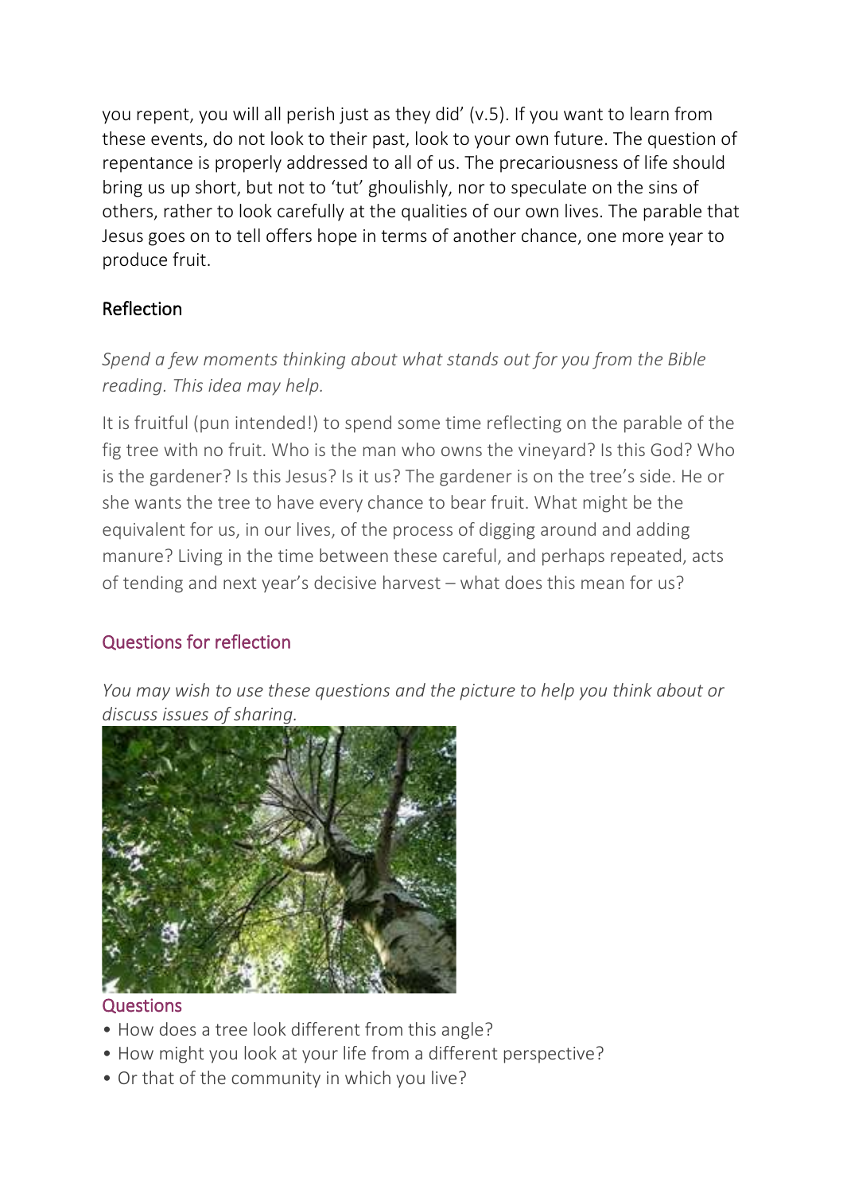you repent, you will all perish just as they did' (v.5). If you want to learn from these events, do not look to their past, look to your own future. The question of repentance is properly addressed to all of us. The precariousness of life should bring us up short, but not to 'tut' ghoulishly, nor to speculate on the sins of others, rather to look carefully at the qualities of our own lives. The parable that Jesus goes on to tell offers hope in terms of another chance, one more year to produce fruit.

## Reflection

*Spend a few moments thinking about what stands out for you from the Bible reading. This idea may help.*

It is fruitful (pun intended!) to spend some time reflecting on the parable of the fig tree with no fruit. Who is the man who owns the vineyard? Is this God? Who is the gardener? Is this Jesus? Is it us? The gardener is on the tree's side. He or she wants the tree to have every chance to bear fruit. What might be the equivalent for us, in our lives, of the process of digging around and adding manure? Living in the time between these careful, and perhaps repeated, acts of tending and next year's decisive harvest – what does this mean for us?

## Questions for reflection

*You may wish to use these questions and the picture to help you think about or discuss issues of sharing.*

### Questions

- How does a tree look different from this angle?
- How might you look at your life from a different perspective?
- Or that of the community in which you live?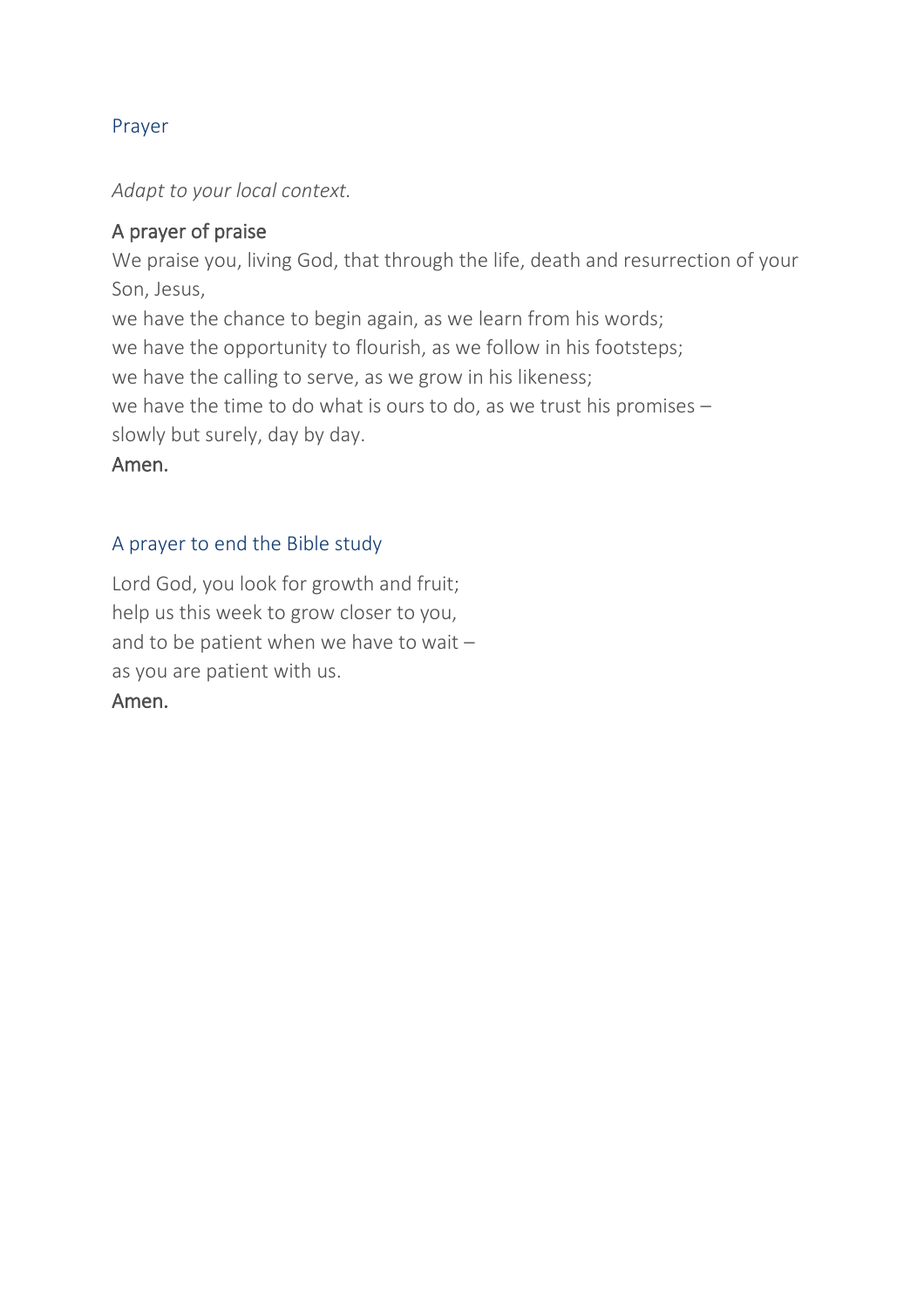## Prayer

*Adapt to your local context.*

### A prayer of praise

We praise you, living God, that through the life, death and resurrection of your Son, Jesus,
we have the chance to begin again, as we learn from his words;
we have the opportunity to flourish, as we follow in his footsteps;
we have the calling to serve, as we grow in his likeness;
we have the time to do what is ours to do, as we trust his promises –
slowly but surely, day by day.
**Amen.**

## A prayer to end the Bible study

Lord God, you look for growth and fruit;
help us this week to grow closer to you,
and to be patient when we have to wait –
as you are patient with us.
**Amen.**